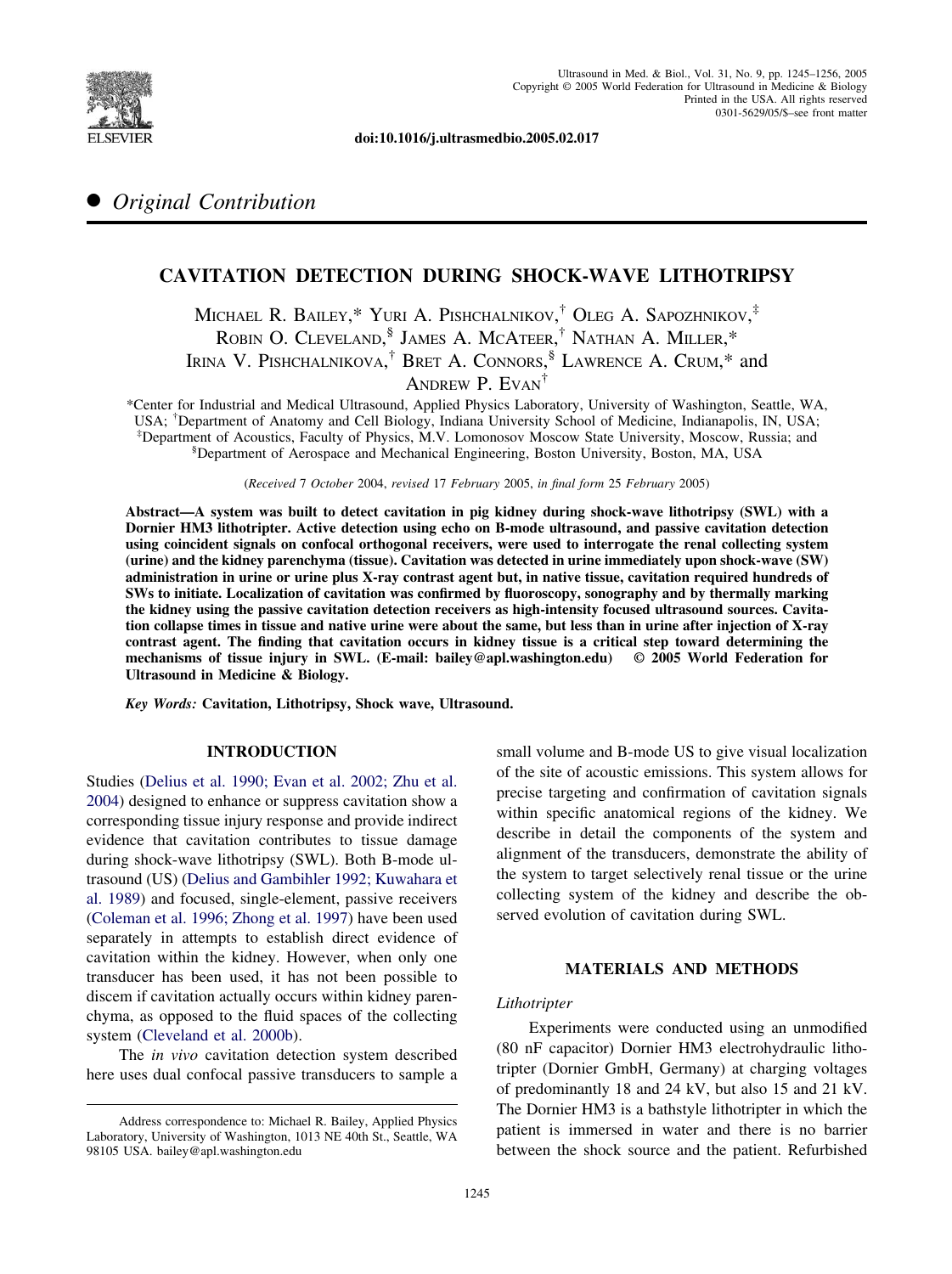doi:10.1016/j.ultrasmedbio.2005.02.017

● *Original Contribution*

# CAVITATION DETECTION DURING SHOCK-WAVE LITHOTRIPSY

Michael R. Bailey,* Yuri A. Pishchalnikov,[†] Oleg A. Sapozhnikov,[‡] Robin O. Cleveland,[§] James A. McAteer,[†] Nathan A. Miller,* Irina V. Pishchalnikova,[†] Bret A. Connors,[§] Lawrence A. Crum,* and Andrew P. Evan[†]

*Center for Industrial and Medical Ultrasound, Applied Physics Laboratory, University of Washington, Seattle, WA, USA; [†]Department of Anatomy and Cell Biology, Indiana University School of Medicine, Indianapolis, IN, USA; [‡]Department of Acoustics, Faculty of Physics, M.V. Lomonosov Moscow State University, Moscow, Russia; and [§]Department of Aerospace and Mechanical Engineering, Boston University, Boston, MA, USA

(*Received* 7 *October* 2004, *revised* 17 *February* 2005, *in final form* 25 *February* 2005)

**Abstract—A system was built to detect cavitation in pig kidney during shock-wave lithotripsy (SWL) with a Dornier HM3 lithotripter. Active detection using echo on B-mode ultrasound, and passive cavitation detection using coincident signals on confocal orthogonal receivers, were used to interrogate the renal collecting system (urine) and the kidney parenchyma (tissue). Cavitation was detected in urine immediately upon shock-wave (SW) administration in urine or urine plus X-ray contrast agent but, in native tissue, cavitation required hundreds of SWs to initiate. Localization of cavitation was confirmed by fluoroscopy, sonography and by thermally marking the kidney using the passive cavitation detection receivers as high-intensity focused ultrasound sources. Cavitation collapse times in tissue and native urine were about the same, but less than in urine after injection of X-ray contrast agent. The finding that cavitation occurs in kidney tissue is a critical step toward determining the mechanisms of tissue injury in SWL. (E-mail: bailey@apl.washington.edu) © 2005 World Federation for Ultrasound in Medicine & Biology.**

*Key Words:* **Cavitation, Lithotripsy, Shock wave, Ultrasound.**

## INTRODUCTION

Studies (Delius et al. 1990; Evan et al. 2002; Zhu et al. 2004) designed to enhance or suppress cavitation show a corresponding tissue injury response and provide indirect evidence that cavitation contributes to tissue damage during shock-wave lithotripsy (SWL). Both B-mode ultrasound (US) (Delius and Gambihler 1992; Kuwahara et al. 1989) and focused, single-element, passive receivers (Coleman et al. 1996; Zhong et al. 1997) have been used separately in attempts to establish direct evidence of cavitation within the kidney. However, when only one transducer has been used, it has not been possible to discern if cavitation actually occurs within kidney parenchyma, as opposed to the fluid spaces of the collecting system (Cleveland et al. 2000b).

The *in vivo* cavitation detection system described here uses dual confocal passive transducers to sample a small volume and B-mode US to give visual localization of the site of acoustic emissions. This system allows for precise targeting and confirmation of cavitation signals within specific anatomical regions of the kidney. We describe in detail the components of the system and alignment of the transducers, demonstrate the ability of the system to target selectively renal tissue or the urine collecting system of the kidney and describe the observed evolution of cavitation during SWL.

## MATERIALS AND METHODS

### *Lithotripter*

Experiments were conducted using an unmodified (80 nF capacitor) Dornier HM3 electrohydraulic lithotripter (Dornier GmbH, Germany) at charging voltages of predominantly 18 and 24 kV, but also 15 and 21 kV. The Dornier HM3 is a bathstyle lithotripter in which the patient is immersed in water and there is no barrier between the shock source and the patient. Refurbished

---

Address correspondence to: Michael R. Bailey, Applied Physics Laboratory, University of Washington, 1013 NE 40th St., Seattle, WA 98105 USA. bailey@apl.washington.edu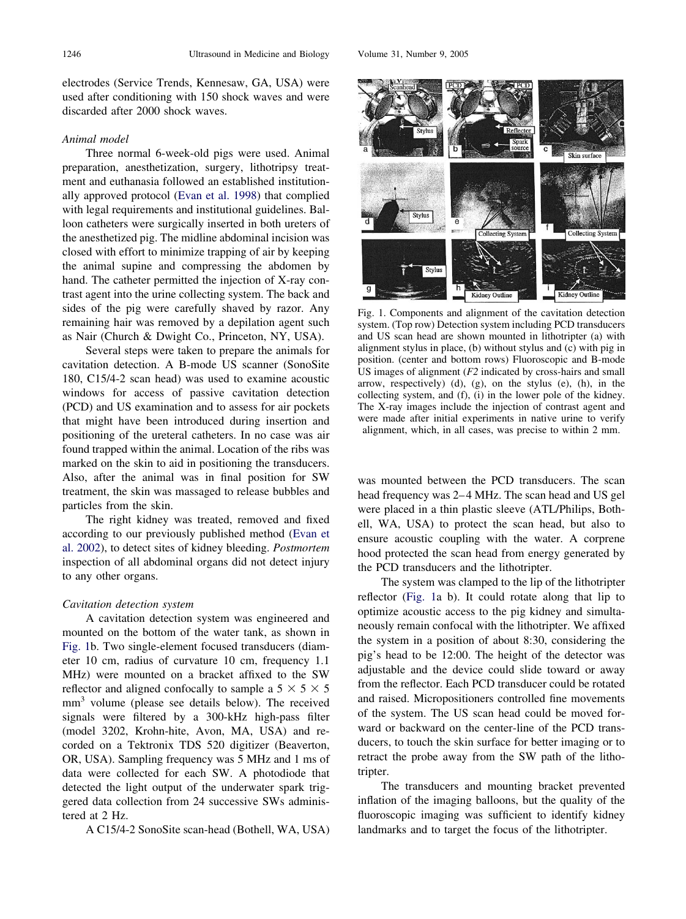electrodes (Service Trends, Kennesaw, GA, USA) were used after conditioning with 150 shock waves and were discarded after 2000 shock waves.

*Animal model*

Three normal 6-week-old pigs were used. Animal preparation, anesthetization, surgery, lithotripsy treatment and euthanasia followed an established institutionally approved protocol (Evan et al. 1998) that complied with legal requirements and institutional guidelines. Balloon catheters were surgically inserted in both ureters of the anesthetized pig. The midline abdominal incision was closed with effort to minimize trapping of air by keeping the animal supine and compressing the abdomen by hand. The catheter permitted the injection of X-ray contrast agent into the urine collecting system. The back and sides of the pig were carefully shaved by razor. Any remaining hair was removed by a depilation agent such as Nair (Church & Dwight Co., Princeton, NY, USA).

Several steps were taken to prepare the animals for cavitation detection. A B-mode US scanner (SonoSite 180, C15/4-2 scan head) was used to examine acoustic windows for access of passive cavitation detection (PCD) and US examination and to assess for air pockets that might have been introduced during insertion and positioning of the ureteral catheters. In no case was air found trapped within the animal. Location of the ribs was marked on the skin to aid in positioning the transducers. Also, after the animal was in final position for SW treatment, the skin was massaged to release bubbles and particles from the skin.

The right kidney was treated, removed and fixed according to our previously published method (Evan et al. 2002), to detect sites of kidney bleeding. *Postmortem* inspection of all abdominal organs did not detect injury to any other organs.

*Cavitation detection system*

A cavitation detection system was engineered and mounted on the bottom of the water tank, as shown in Fig. 1b. Two single-element focused transducers (diameter 10 cm, radius of curvature 10 cm, frequency 1.1 MHz) were mounted on a bracket affixed to the SW reflector and aligned confocally to sample a $5 \times 5 \times 5$ mm$^3$ volume (please see details below). The received signals were filtered by a 300-kHz high-pass filter (model 3202, Krohn-hite, Avon, MA, USA) and recorded on a Tektronix TDS 520 digitizer (Beaverton, OR, USA). Sampling frequency was 5 MHz and 1 ms of data were collected for each SW. A photodiode that detected the light output of the underwater spark triggered data collection from 24 successive SWs administered at 2 Hz.

A C15/4-2 SonoSite scan-head (Bothell, WA, USA) was mounted between the PCD transducers. The scan head frequency was 2–4 MHz. The scan head and US gel were placed in a thin plastic sleeve (ATL/Philips, Bothell, WA, USA) to protect the scan head, but also to ensure acoustic coupling with the water. A corprene hood protected the scan head from energy generated by the PCD transducers and the lithotripter.

The system was clamped to the lip of the lithotripter reflector (Fig. 1a b). It could rotate along that lip to optimize acoustic access to the pig kidney and simultaneously remain confocal with the lithotripter. We affixed the system in a position of about 8:30, considering the pig's head to be 12:00. The height of the detector was adjustable and the device could slide toward or away from the reflector. Each PCD transducer could be rotated and raised. Micropositioners controlled fine movements of the system. The US scan head could be moved forward or backward on the center-line of the PCD transducers, to touch the skin surface for better imaging or to retract the probe away from the SW path of the lithotripter.

The transducers and mounting bracket prevented inflation of the imaging balloons, but the quality of the fluoroscopic imaging was sufficient to identify kidney landmarks and to target the focus of the lithotripter.

Fig. 1. Components and alignment of the cavitation detection system. (Top row) Detection system including PCD transducers and US scan head are shown mounted in lithotripter (a) with alignment stylus in place, (b) without stylus and (c) with pig in position. (center and bottom rows) Fluoroscopic and B-mode US images of alignment (*F2* indicated by cross-hairs and small arrow, respectively) (d), (g), on the stylus (e), (h), in the collecting system, and (f), (i) in the lower pole of the kidney. The X-ray images include the injection of contrast agent and were made after initial experiments in native urine to verify alignment, which, in all cases, was precise to within 2 mm.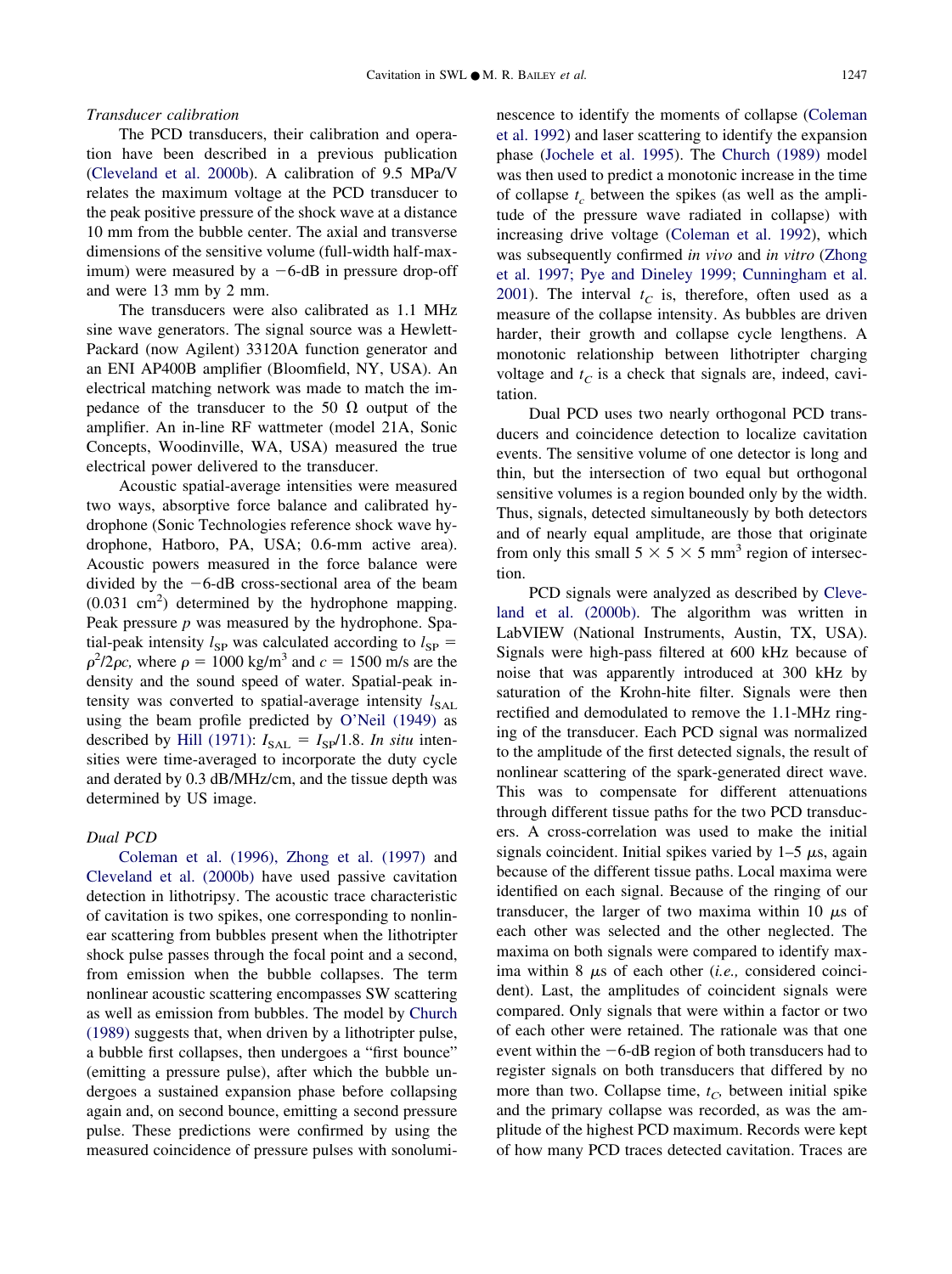### Transducer calibration

The PCD transducers, their calibration and operation have been described in a previous publication (Cleveland et al. 2000b). A calibration of 9.5 MPa/V relates the maximum voltage at the PCD transducer to the peak positive pressure of the shock wave at a distance 10 mm from the bubble center. The axial and transverse dimensions of the sensitive volume (full-width half-maximum) were measured by a −6-dB in pressure drop-off and were 13 mm by 2 mm.

The transducers were also calibrated as 1.1 MHz sine wave generators. The signal source was a Hewlett-Packard (now Agilent) 33120A function generator and an ENI AP400B amplifier (Bloomfield, NY, USA). An electrical matching network was made to match the impedance of the transducer to the 50 Ω output of the amplifier. An in-line RF wattmeter (model 21A, Sonic Concepts, Woodinville, WA, USA) measured the true electrical power delivered to the transducer.

Acoustic spatial-average intensities were measured two ways, absorptive force balance and calibrated hydrophone (Sonic Technologies reference shock wave hydrophone, Hatboro, PA, USA; 0.6-mm active area). Acoustic powers measured in the force balance were divided by the −6-dB cross-sectional area of the beam (0.031 cm$^2$) determined by the hydrophone mapping. Peak pressure $p$ was measured by the hydrophone. Spatial-peak intensity $I_{SP}$ was calculated according to $I_{SP} = p^2/2\rho c$, where $\rho = 1000$ kg/m$^3$ and $c = 1500$ m/s are the density and the sound speed of water. Spatial-peak intensity was converted to spatial-average intensity $I_{SAL}$ using the beam profile predicted by O'Neil (1949) as described by Hill (1971): $I_{SAL} = I_{SP}/1.8$. *In situ* intensities were time-averaged to incorporate the duty cycle and derated by 0.3 dB/MHz/cm, and the tissue depth was determined by US image.

### Dual PCD

Coleman et al. (1996), Zhong et al. (1997) and Cleveland et al. (2000b) have used passive cavitation detection in lithotripsy. The acoustic trace characteristic of cavitation is two spikes, one corresponding to nonlinear scattering from bubbles present when the lithotripter shock pulse passes through the focal point and a second, from emission when the bubble collapses. The term nonlinear acoustic scattering encompasses SW scattering as well as emission from bubbles. The model by Church (1989) suggests that, when driven by a lithotripter pulse, a bubble first collapses, then undergoes a "first bounce" (emitting a pressure pulse), after which the bubble undergoes a sustained expansion phase before collapsing again and, on second bounce, emitting a second pressure pulse. These predictions were confirmed by using the measured coincidence of pressure pulses with sonoluminescence to identify the moments of collapse (Coleman et al. 1992) and laser scattering to identify the expansion phase (Jochele et al. 1995). The Church (1989) model was then used to predict a monotonic increase in the time of collapse $t_c$ between the spikes (as well as the amplitude of the pressure wave radiated in collapse) with increasing drive voltage (Coleman et al. 1992), which was subsequently confirmed *in vivo* and *in vitro* (Zhong et al. 1997; Pye and Dineley 1999; Cunningham et al. 2001). The interval $t_C$ is, therefore, often used as a measure of the collapse intensity. As bubbles are driven harder, their growth and collapse cycle lengthens. A monotonic relationship between lithotripter charging voltage and $t_C$ is a check that signals are, indeed, cavitation.

Dual PCD uses two nearly orthogonal PCD transducers and coincidence detection to localize cavitation events. The sensitive volume of one detector is long and thin, but the intersection of two equal but orthogonal sensitive volumes is a region bounded only by the width. Thus, signals, detected simultaneously by both detectors and of nearly equal amplitude, are those that originate from only this small 5 × 5 × 5 mm$^3$ region of intersection.

PCD signals were analyzed as described by Cleveland et al. (2000b). The algorithm was written in LabVIEW (National Instruments, Austin, TX, USA). Signals were high-pass filtered at 600 kHz because of noise that was apparently introduced at 300 kHz by saturation of the Krohn-hite filter. Signals were then rectified and demodulated to remove the 1.1-MHz ringing of the transducer. Each PCD signal was normalized to the amplitude of the first detected signals, the result of nonlinear scattering of the spark-generated direct wave. This was to compensate for different attenuations through different tissue paths for the two PCD transducers. A cross-correlation was used to make the initial signals coincident. Initial spikes varied by 1–5 μs, again because of the different tissue paths. Local maxima were identified on each signal. Because of the ringing of our transducer, the larger of two maxima within 10 μs of each other was selected and the other neglected. The maxima on both signals were compared to identify maxima within 8 μs of each other (*i.e.,* considered coincident). Last, the amplitudes of coincident signals were compared. Only signals that were within a factor or two of each other were retained. The rationale was that one event within the −6-dB region of both transducers had to register signals on both transducers that differed by no more than two. Collapse time, $t_C$, between initial spike and the primary collapse was recorded, as was the amplitude of the highest PCD maximum. Records were kept of how many PCD traces detected cavitation. Traces are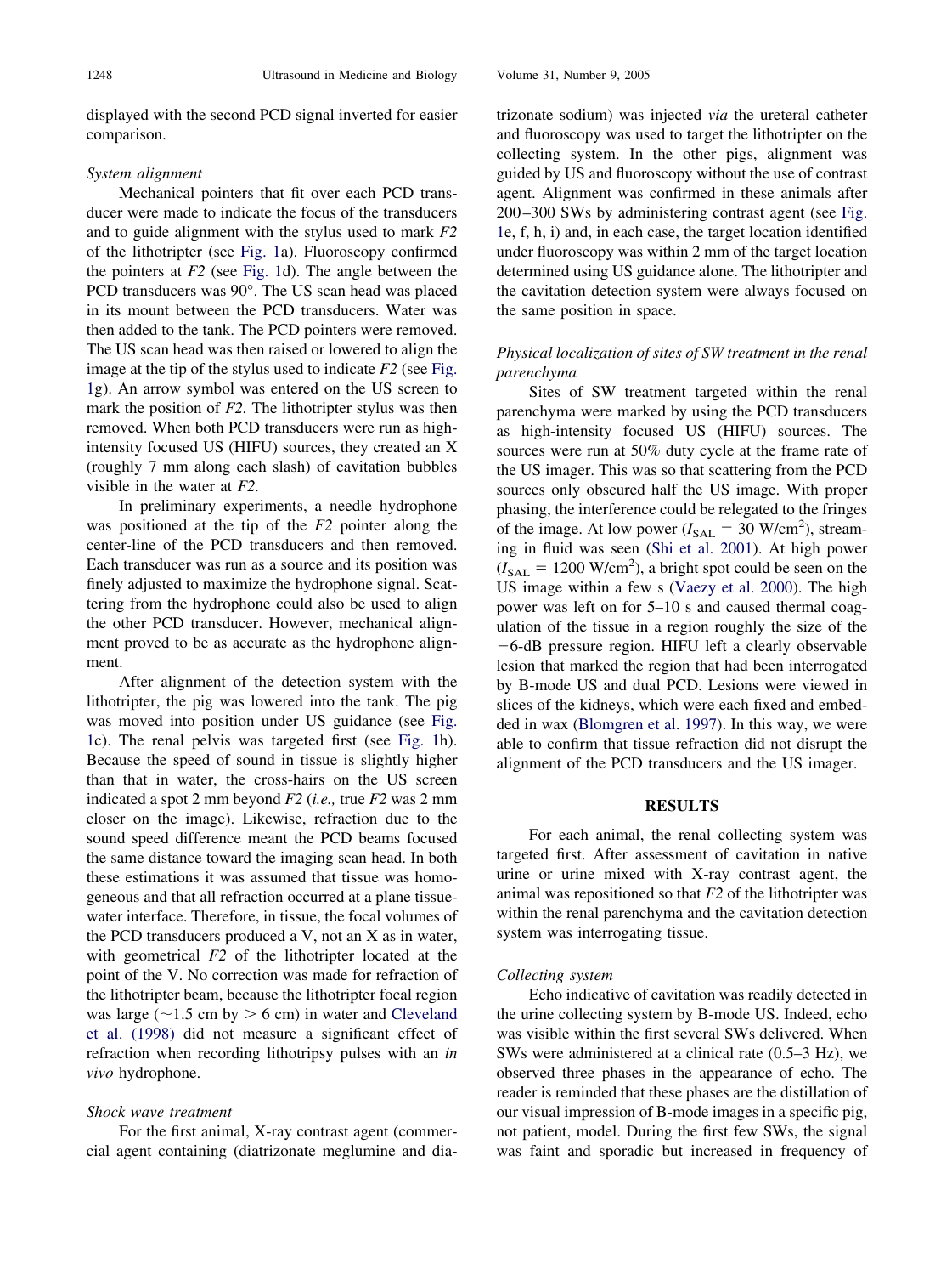displayed with the second PCD signal inverted for easier comparison.

*System alignment*

Mechanical pointers that fit over each PCD transducer were made to indicate the focus of the transducers and to guide alignment with the stylus used to mark *F2* of the lithotripter (see Fig. 1a). Fluoroscopy confirmed the pointers at *F2* (see Fig. 1d). The angle between the PCD transducers was 90°. The US scan head was placed in its mount between the PCD transducers. Water was then added to the tank. The PCD pointers were removed. The US scan head was then raised or lowered to align the image at the tip of the stylus used to indicate *F2* (see Fig. 1g). An arrow symbol was entered on the US screen to mark the position of *F2*. The lithotripter stylus was then removed. When both PCD transducers were run as high-intensity focused US (HIFU) sources, they created an X (roughly 7 mm along each slash) of cavitation bubbles visible in the water at *F2*.

In preliminary experiments, a needle hydrophone was positioned at the tip of the *F2* pointer along the center-line of the PCD transducers and then removed. Each transducer was run as a source and its position was finely adjusted to maximize the hydrophone signal. Scattering from the hydrophone could also be used to align the other PCD transducer. However, mechanical alignment proved to be as accurate as the hydrophone alignment.

After alignment of the detection system with the lithotripter, the pig was lowered into the tank. The pig was moved into position under US guidance (see Fig. 1c). The renal pelvis was targeted first (see Fig. 1h). Because the speed of sound in tissue is slightly higher than that in water, the cross-hairs on the US screen indicated a spot 2 mm beyond *F2* (*i.e.,* true *F2* was 2 mm closer on the image). Likewise, refraction due to the sound speed difference meant the PCD beams focused the same distance toward the imaging scan head. In both these estimations it was assumed that tissue was homogeneous and that all refraction occurred at a plane tissue-water interface. Therefore, in tissue, the focal volumes of the PCD transducers produced a V, not an X as in water, with geometrical *F2* of the lithotripter located at the point of the V. No correction was made for refraction of the lithotripter beam, because the lithotripter focal region was large (~1.5 cm by > 6 cm) in water and Cleveland et al. (1998) did not measure a significant effect of refraction when recording lithotripsy pulses with an *in vivo* hydrophone.

*Shock wave treatment*

For the first animal, X-ray contrast agent (commercial agent containing (diatrizonate meglumine and diatrizonate sodium) was injected *via* the ureteral catheter and fluoroscopy was used to target the lithotripter on the collecting system. In the other pigs, alignment was guided by US and fluoroscopy without the use of contrast agent. Alignment was confirmed in these animals after 200–300 SWs by administering contrast agent (see Fig. 1e, f, h, i) and, in each case, the target location identified under fluoroscopy was within 2 mm of the target location determined using US guidance alone. The lithotripter and the cavitation detection system were always focused on the same position in space.

*Physical localization of sites of SW treatment in the renal parenchyma*

Sites of SW treatment targeted within the renal parenchyma were marked by using the PCD transducers as high-intensity focused US (HIFU) sources. The sources were run at 50% duty cycle at the frame rate of the US imager. This was so that scattering from the PCD sources only obscured half the US image. With proper phasing, the interference could be relegated to the fringes of the image. At low power ($I_{SAL}$ = 30 W/cm$^2$), streaming in fluid was seen (Shi et al. 2001). At high power ($I_{SAL}$ = 1200 W/cm$^2$), a bright spot could be seen on the US image within a few s (Vaezy et al. 2000). The high power was left on for 5–10 s and caused thermal coagulation of the tissue in a region roughly the size of the −6-dB pressure region. HIFU left a clearly observable lesion that marked the region that had been interrogated by B-mode US and dual PCD. Lesions were viewed in slices of the kidneys, which were each fixed and embedded in wax (Blomgren et al. 1997). In this way, we were able to confirm that tissue refraction did not disrupt the alignment of the PCD transducers and the US imager.

## RESULTS

For each animal, the renal collecting system was targeted first. After assessment of cavitation in native urine or urine mixed with X-ray contrast agent, the animal was repositioned so that *F2* of the lithotripter was within the renal parenchyma and the cavitation detection system was interrogating tissue.

*Collecting system*

Echo indicative of cavitation was readily detected in the urine collecting system by B-mode US. Indeed, echo was visible within the first several SWs delivered. When SWs were administered at a clinical rate (0.5–3 Hz), we observed three phases in the appearance of echo. The reader is reminded that these phases are the distillation of our visual impression of B-mode images in a specific pig, not patient, model. During the first few SWs, the signal was faint and sporadic but increased in frequency of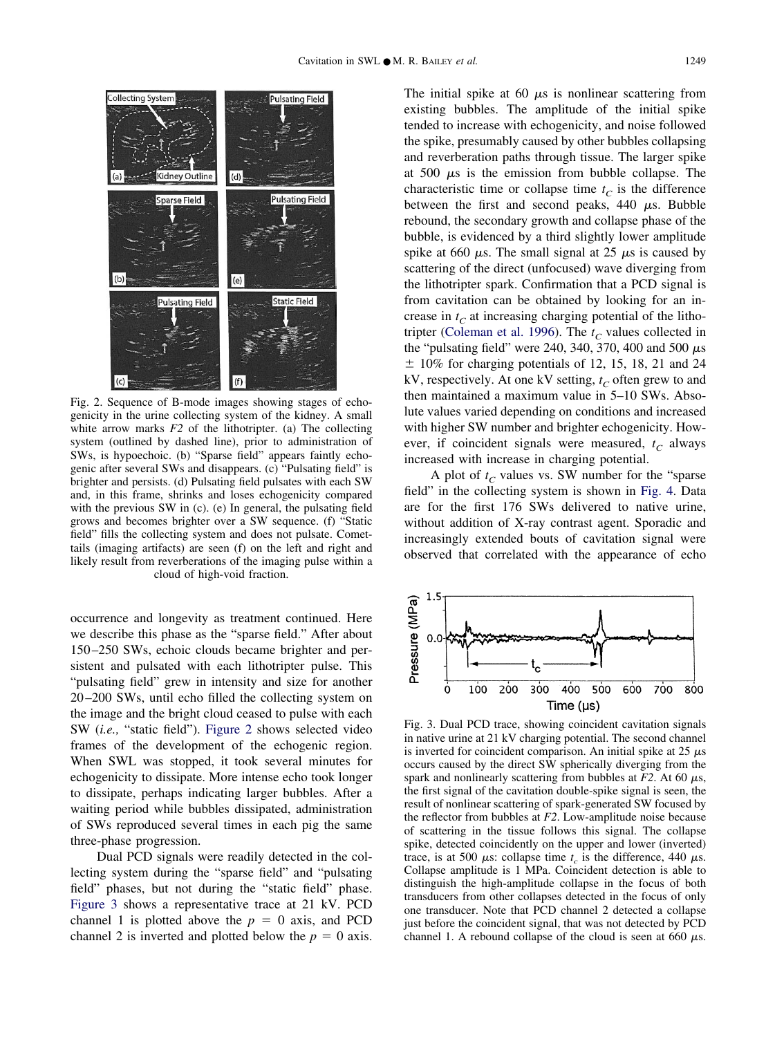Fig. 2. Sequence of B-mode images showing stages of echogenicity in the urine collecting system of the kidney. A small white arrow marks $F2$ of the lithotripter. (a) The collecting system (outlined by dashed line), prior to administration of SWs, is hypoechoic. (b) "Sparse field" appears faintly echogenic after several SWs and disappears. (c) "Pulsating field" is brighter and persists. (d) Pulsating field pulsates with each SW and, in this frame, shrinks and loses echogenicity compared with the previous SW in (c). (e) In general, the pulsating field grows and becomes brighter over a SW sequence. (f) "Static field" fills the collecting system and does not pulsate. Comet-tails (imaging artifacts) are seen (f) on the left and right and likely result from reverberations of the imaging pulse within a cloud of high-void fraction.

occurrence and longevity as treatment continued. Here we describe this phase as the "sparse field." After about 150–250 SWs, echoic clouds became brighter and persistent and pulsated with each lithotripter pulse. This "pulsating field" grew in intensity and size for another 20–200 SWs, until echo filled the collecting system on the image and the bright cloud ceased to pulse with each SW (*i.e.,* "static field"). Figure 2 shows selected video frames of the development of the echogenic region. When SWL was stopped, it took several minutes for echogenicity to dissipate. More intense echo took longer to dissipate, perhaps indicating larger bubbles. After a waiting period while bubbles dissipated, administration of SWs reproduced several times in each pig the same three-phase progression.

Dual PCD signals were readily detected in the collecting system during the "sparse field" and "pulsating field" phases, but not during the "static field" phase. Figure 3 shows a representative trace at 21 kV. PCD channel 1 is plotted above the $p = 0$ axis, and PCD channel 2 is inverted and plotted below the $p = 0$ axis. The initial spike at 60 $\mu$s is nonlinear scattering from existing bubbles. The amplitude of the initial spike tended to increase with echogenicity, and noise followed the spike, presumably caused by other bubbles collapsing and reverberation paths through tissue. The larger spike at 500 $\mu$s is the emission from bubble collapse. The characteristic time or collapse time $t_C$ is the difference between the first and second peaks, 440 $\mu$s. Bubble rebound, the secondary growth and collapse phase of the bubble, is evidenced by a third slightly lower amplitude spike at 660 $\mu$s. The small signal at 25 $\mu$s is caused by scattering of the direct (unfocused) wave diverging from the lithotripter spark. Confirmation that a PCD signal is from cavitation can be obtained by looking for an increase in $t_C$ at increasing charging potential of the lithotripter (Coleman et al. 1996). The $t_C$ values collected in the "pulsating field" were 240, 340, 370, 400 and 500 $\mu$s $\pm$ 10% for charging potentials of 12, 15, 18, 21 and 24 kV, respectively. At one kV setting, $t_C$ often grew to and then maintained a maximum value in 5–10 SWs. Absolute values varied depending on conditions and increased with higher SW number and brighter echogenicity. However, if coincident signals were measured, $t_C$ always increased with increase in charging potential.

A plot of $t_C$ values vs. SW number for the "sparse field" in the collecting system is shown in Fig. 4. Data are for the first 176 SWs delivered to native urine, without addition of X-ray contrast agent. Sporadic and increasingly extended bouts of cavitation signal were observed that correlated with the appearance of echo

Fig. 3. Dual PCD trace, showing coincident cavitation signals in native urine at 21 kV charging potential. The second channel is inverted for coincident comparison. An initial spike at 25 $\mu$s occurs caused by the direct SW spherically diverging from the spark and nonlinearly scattering from bubbles at $F2$. At 60 $\mu$s, the first signal of the cavitation double-spike signal is seen, the result of nonlinear scattering of spark-generated SW focused by the reflector from bubbles at $F2$. Low-amplitude noise because of scattering in the tissue follows this signal. The collapse spike, detected coincidently on the upper and lower (inverted) trace, is at 500 $\mu$s: collapse time $t_c$ is the difference, 440 $\mu$s. Collapse amplitude is 1 MPa. Coincident detection is able to distinguish the high-amplitude collapse in the focus of both transducers from other collapses detected in the focus of only one transducer. Note that PCD channel 2 detected a collapse just before the coincident signal, that was not detected by PCD channel 1. A rebound collapse of the cloud is seen at 660 $\mu$s.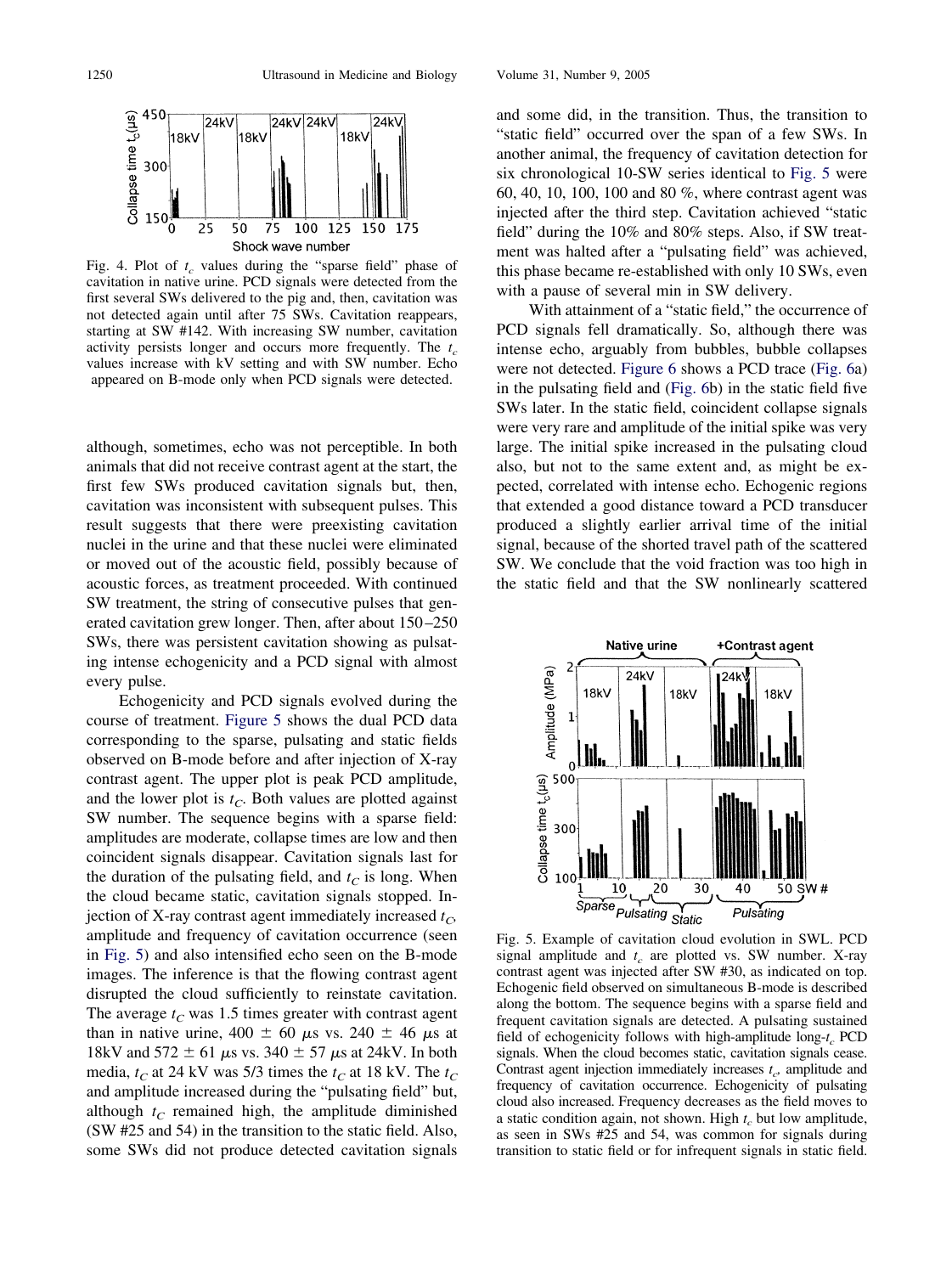Fig. 4. Plot of $t_c$ values during the "sparse field" phase of cavitation in native urine. PCD signals were detected from the first several SWs delivered to the pig and, then, cavitation was not detected again until after 75 SWs. Cavitation reappears, starting at SW #142. With increasing SW number, cavitation activity persists longer and occurs more frequently. The $t_c$ values increase with kV setting and with SW number. Echo appeared on B-mode only when PCD signals were detected.

although, sometimes, echo was not perceptible. In both animals that did not receive contrast agent at the start, the first few SWs produced cavitation signals but, then, cavitation was inconsistent with subsequent pulses. This result suggests that there were preexisting cavitation nuclei in the urine and that these nuclei were eliminated or moved out of the acoustic field, possibly because of acoustic forces, as treatment proceeded. With continued SW treatment, the string of consecutive pulses that generated cavitation grew longer. Then, after about 150–250 SWs, there was persistent cavitation showing as pulsating intense echogenicity and a PCD signal with almost every pulse.

Echogenicity and PCD signals evolved during the course of treatment. Figure 5 shows the dual PCD data corresponding to the sparse, pulsating and static fields observed on B-mode before and after injection of X-ray contrast agent. The upper plot is peak PCD amplitude, and the lower plot is $t_C$. Both values are plotted against SW number. The sequence begins with a sparse field: amplitudes are moderate, collapse times are low and then coincident signals disappear. Cavitation signals last for the duration of the pulsating field, and $t_C$ is long. When the cloud became static, cavitation signals stopped. Injection of X-ray contrast agent immediately increased $t_C$, amplitude and frequency of cavitation occurrence (seen in Fig. 5) and also intensified echo seen on the B-mode images. The inference is that the flowing contrast agent disrupted the cloud sufficiently to reinstate cavitation. The average $t_C$ was 1.5 times greater with contrast agent than in native urine, $400 \pm 60$ $\mu$s vs. $240 \pm 46$ $\mu$s at 18kV and $572 \pm 61$ $\mu$s vs. $340 \pm 57$ $\mu$s at 24kV. In both media, $t_C$ at 24 kV was 5/3 times the $t_C$ at 18 kV. The $t_C$ and amplitude increased during the "pulsating field" but, although $t_C$ remained high, the amplitude diminished (SW #25 and 54) in the transition to the static field. Also, some SWs did not produce detected cavitation signals and some did, in the transition. Thus, the transition to "static field" occurred over the span of a few SWs. In another animal, the frequency of cavitation detection for six chronological 10-SW series identical to Fig. 5 were 60, 40, 10, 100, 100 and 80 %, where contrast agent was injected after the third step. Cavitation achieved "static field" during the 10% and 80% steps. Also, if SW treatment was halted after a "pulsating field" was achieved, this phase became re-established with only 10 SWs, even with a pause of several min in SW delivery.

With attainment of a "static field," the occurrence of PCD signals fell dramatically. So, although there was intense echo, arguably from bubbles, bubble collapses were not detected. Figure 6 shows a PCD trace (Fig. 6a) in the pulsating field and (Fig. 6b) in the static field five SWs later. In the static field, coincident collapse signals were very rare and amplitude of the initial spike was very large. The initial spike increased in the pulsating cloud also, but not to the same extent and, as might be expected, correlated with intense echo. Echogenic regions that extended a good distance toward a PCD transducer produced a slightly earlier arrival time of the initial signal, because of the shorted travel path of the scattered SW. We conclude that the void fraction was too high in the static field and that the SW nonlinearly scattered

Fig. 5. Example of cavitation cloud evolution in SWL. PCD signal amplitude and $t_c$ are plotted vs. SW number. X-ray contrast agent was injected after SW #30, as indicated on top. Echogenic field observed on simultaneous B-mode is described along the bottom. The sequence begins with a sparse field and frequent cavitation signals are detected. A pulsating sustained field of echogenicity follows with high-amplitude long-$t_c$ PCD signals. When the cloud becomes static, cavitation signals cease. Contrast agent injection immediately increases $t_c$, amplitude and frequency of cavitation occurrence. Echogenicity of pulsating cloud also increased. Frequency decreases as the field moves to a static condition again, not shown. High $t_c$ but low amplitude, as seen in SWs #25 and 54, was common for signals during transition to static field or for infrequent signals in static field.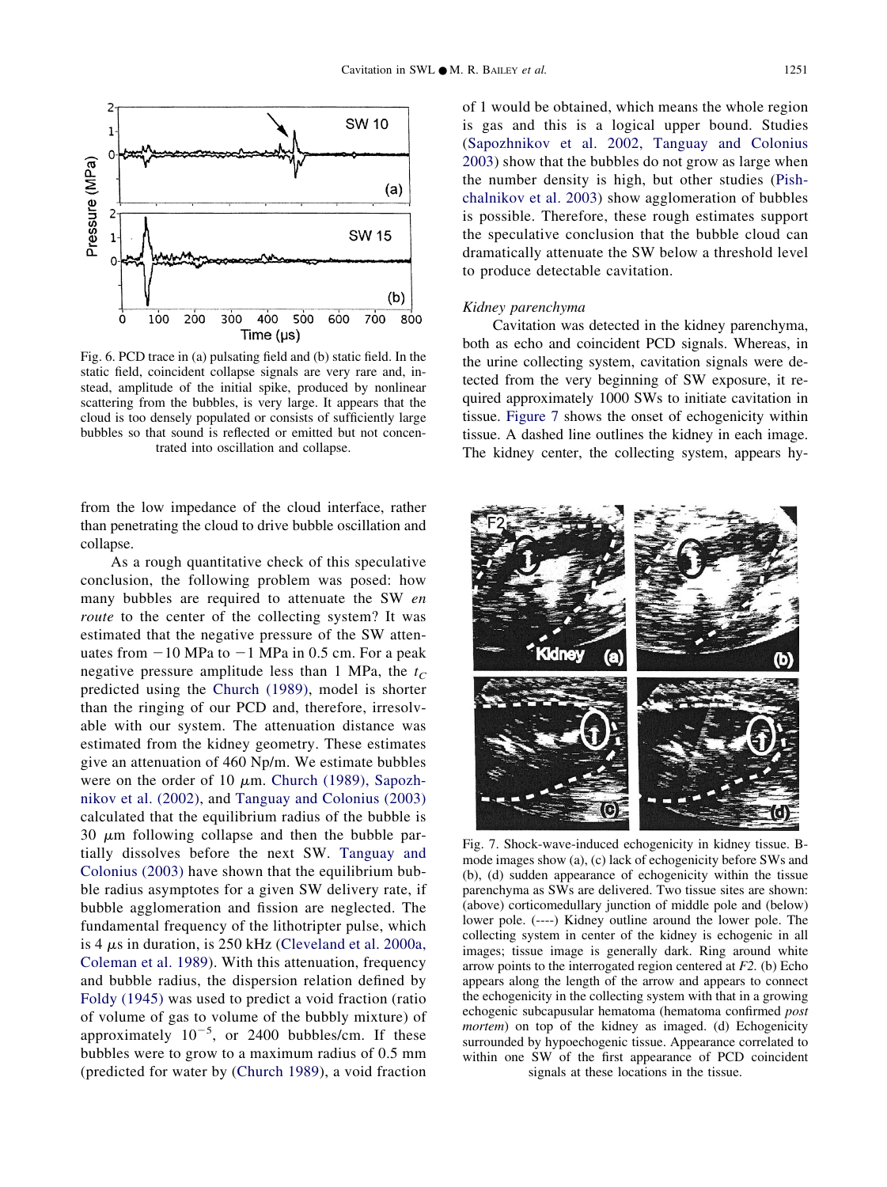Fig. 6. PCD trace in (a) pulsating field and (b) static field. In the static field, coincident collapse signals are very rare and, instead, amplitude of the initial spike, produced by nonlinear scattering from the bubbles, is very large. It appears that the cloud is too densely populated or consists of sufficiently large bubbles so that sound is reflected or emitted but not concentrated into oscillation and collapse.

from the low impedance of the cloud interface, rather than penetrating the cloud to drive bubble oscillation and collapse.

As a rough quantitative check of this speculative conclusion, the following problem was posed: how many bubbles are required to attenuate the SW *en route* to the center of the collecting system? It was estimated that the negative pressure of the SW attenuates from −10 MPa to −1 MPa in 0.5 cm. For a peak negative pressure amplitude less than 1 MPa, the $t_C$ predicted using the Church (1989), model is shorter than the ringing of our PCD and, therefore, irresolvable with our system. The attenuation distance was estimated from the kidney geometry. These estimates give an attenuation of 460 Np/m. We estimate bubbles were on the order of 10 $\mu$m. Church (1989), Sapozhnikov et al. (2002), and Tanguay and Colonius (2003) calculated that the equilibrium radius of the bubble is 30 $\mu$m following collapse and then the bubble partially dissolves before the next SW. Tanguay and Colonius (2003) have shown that the equilibrium bubble radius asymptotes for a given SW delivery rate, if bubble agglomeration and fission are neglected. The fundamental frequency of the lithotripter pulse, which is 4 $\mu$s in duration, is 250 kHz (Cleveland et al. 2000a, Coleman et al. 1989). With this attenuation, frequency and bubble radius, the dispersion relation defined by Foldy (1945) was used to predict a void fraction (ratio of volume of gas to volume of the bubbly mixture) of approximately $10^{-5}$, or 2400 bubbles/cm. If these bubbles were to grow to a maximum radius of 0.5 mm (predicted for water by (Church 1989), a void fraction of 1 would be obtained, which means the whole region is gas and this is a logical upper bound. Studies (Sapozhnikov et al. 2002, Tanguay and Colonius 2003) show that the bubbles do not grow as large when the number density is high, but other studies (Pishchalnikov et al. 2003) show agglomeration of bubbles is possible. Therefore, these rough estimates support the speculative conclusion that the bubble cloud can dramatically attenuate the SW below a threshold level to produce detectable cavitation.

### *Kidney parenchyma*

Cavitation was detected in the kidney parenchyma, both as echo and coincident PCD signals. Whereas, in the urine collecting system, cavitation signals were detected from the very beginning of SW exposure, it required approximately 1000 SWs to initiate cavitation in tissue. Figure 7 shows the onset of echogenicity within tissue. A dashed line outlines the kidney in each image. The kidney center, the collecting system, appears hy-

Fig. 7. Shock-wave-induced echogenicity in kidney tissue. B-mode images show (a), (c) lack of echogenicity before SWs and (b), (d) sudden appearance of echogenicity within the tissue parenchyma as SWs are delivered. Two tissue sites are shown: (above) corticomedullary junction of middle pole and (below) lower pole. (----) Kidney outline around the lower pole. The collecting system in center of the kidney is echogenic in all images; tissue image is generally dark. Ring around white arrow points to the interrogated region centered at *F2*. (b) Echo appears along the length of the arrow and appears to connect the echogenicity in the collecting system with that in a growing echogenic subcapsular hematoma (hematoma confirmed *post mortem*) on top of the kidney as imaged. (d) Echogenicity surrounded by hypoechogenic tissue. Appearance correlated to within one SW of the first appearance of PCD coincident signals at these locations in the tissue.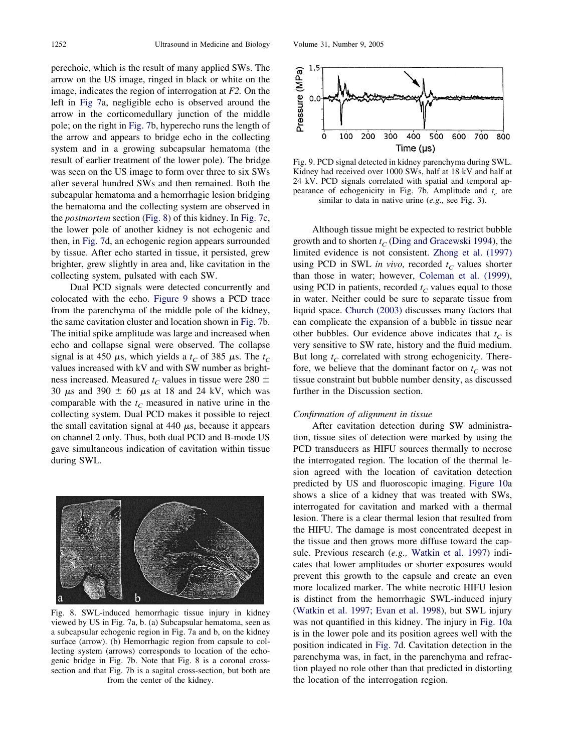perechoic, which is the result of many applied SWs. The arrow on the US image, ringed in black or white on the image, indicates the region of interrogation at *F2.* On the left in Fig 7a, negligible echo is observed around the arrow in the corticomedullary junction of the middle pole; on the right in Fig. 7b, hyperecho runs the length of the arrow and appears to bridge echo in the collecting system and in a growing subcapsular hematoma (the result of earlier treatment of the lower pole). The bridge was seen on the US image to form over three to six SWs after several hundred SWs and then remained. Both the subcapular hematoma and a hemorrhagic lesion bridging the hematoma and the collecting system are observed in the *postmortem* section (Fig. 8) of this kidney. In Fig. 7c, the lower pole of another kidney is not echogenic and then, in Fig. 7d, an echogenic region appears surrounded by tissue. After echo started in tissue, it persisted, grew brighter, grew slightly in area and, like cavitation in the collecting system, pulsated with each SW.

Dual PCD signals were detected concurrently and colocated with the echo. Figure 9 shows a PCD trace from the parenchyma of the middle pole of the kidney, the same cavitation cluster and location shown in Fig. 7b. The initial spike amplitude was large and increased when echo and collapse signal were observed. The collapse signal is at 450 $\mu$s, which yields a $t_C$ of 385 $\mu$s. The $t_C$ values increased with kV and with SW number as brightness increased. Measured $t_C$ values in tissue were 280 $\pm$ 30 $\mu$s and 390 $\pm$ 60 $\mu$s at 18 and 24 kV, which was comparable with the $t_C$ measured in native urine in the collecting system. Dual PCD makes it possible to reject the small cavitation signal at 440 $\mu$s, because it appears on channel 2 only. Thus, both dual PCD and B-mode US gave simultaneous indication of cavitation within tissue during SWL.

Fig. 8. SWL-induced hemorrhagic tissue injury in kidney viewed by US in Fig. 7a, b. (a) Subcapsular hematoma, seen as a subcapsular echogenic region in Fig. 7a and b, on the kidney surface (arrow). (b) Hemorrhagic region from capsule to collecting system (arrows) corresponds to location of the echogenic bridge in Fig. 7b. Note that Fig. 8 is a coronal cross-section and that Fig. 7b is a sagital cross-section, but both are from the center of the kidney.

Fig. 9. PCD signal detected in kidney parenchyma during SWL. Kidney had received over 1000 SWs, half at 18 kV and half at 24 kV. PCD signals correlated with spatial and temporal appearance of echogenicity in Fig. 7b. Amplitude and $t_c$ are similar to data in native urine (*e.g.,* see Fig. 3).

Although tissue might be expected to restrict bubble growth and to shorten $t_C$ (Ding and Gracewski 1994), the limited evidence is not consistent. Zhong et al. (1997) using PCD in SWL *in vivo,* recorded $t_C$ values shorter than those in water; however, Coleman et al. (1999), using PCD in patients, recorded $t_C$ values equal to those in water. Neither could be sure to separate tissue from liquid space. Church (2003) discusses many factors that can complicate the expansion of a bubble in tissue near other bubbles. Our evidence above indicates that $t_C$ is very sensitive to SW rate, history and the fluid medium. But long $t_C$ correlated with strong echogenicity. Therefore, we believe that the dominant factor on $t_C$ was not tissue constraint but bubble number density, as discussed further in the Discussion section.

*Confirmation of alignment in tissue*

After cavitation detection during SW administration, tissue sites of detection were marked by using the PCD transducers as HIFU sources thermally to necrose the interrogated region. The location of the thermal lesion agreed with the location of cavitation detection predicted by US and fluoroscopic imaging. Figure 10a shows a slice of a kidney that was treated with SWs, interrogated for cavitation and marked with a thermal lesion. There is a clear thermal lesion that resulted from the HIFU. The damage is most concentrated deepest in the tissue and then grows more diffuse toward the capsule. Previous research (*e.g.,* Watkin et al. 1997) indicates that lower amplitudes or shorter exposures would prevent this growth to the capsule and create an even more localized marker. The white necrotic HIFU lesion is distinct from the hemorrhagic SWL-induced injury (Watkin et al. 1997; Evan et al. 1998), but SWL injury was not quantified in this kidney. The injury in Fig. 10a is in the lower pole and its position agrees well with the position indicated in Fig. 7d. Cavitation detection in the parenchyma was, in fact, in the parenchyma and refraction played no role other than that predicted in distorting the location of the interrogation region.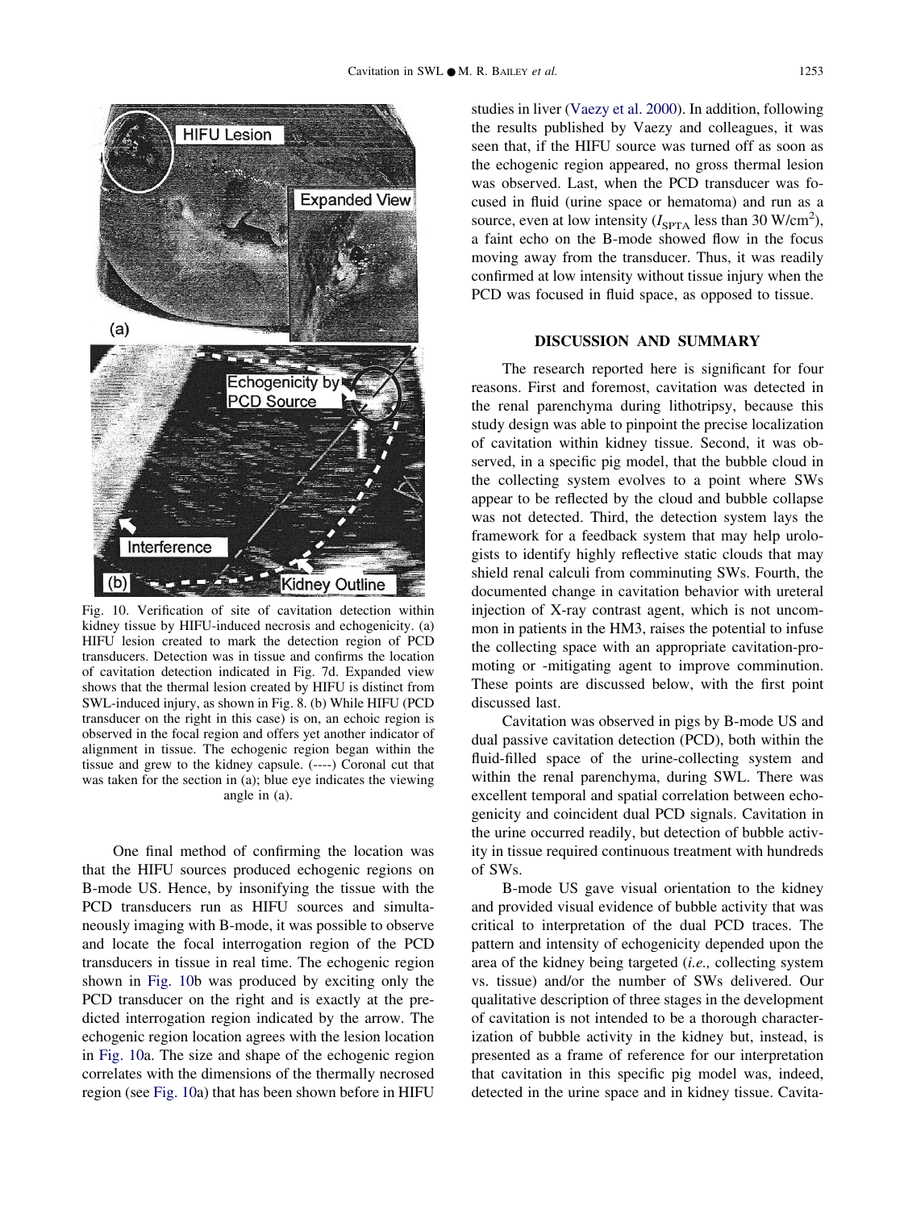HIFU Lesion

Expanded View

(a)

Echogenicity by PCD Source

Interference

Kidney Outline

(b)

Fig. 10. Verification of site of cavitation detection within kidney tissue by HIFU-induced necrosis and echogenicity. (a) HIFU lesion created to mark the detection region of PCD transducers. Detection was in tissue and confirms the location of cavitation detection indicated in Fig. 7d. Expanded view shows that the thermal lesion created by HIFU is distinct from SWL-induced injury, as shown in Fig. 8. (b) While HIFU (PCD transducer on the right in this case) is on, an echoic region is observed in the focal region and offers yet another indicator of alignment in tissue. The echogenic region began within the tissue and grew to the kidney capsule. (----) Coronal cut that was taken for the section in (a); blue eye indicates the viewing angle in (a).

One final method of confirming the location was that the HIFU sources produced echogenic regions on B-mode US. Hence, by insonifying the tissue with the PCD transducers run as HIFU sources and simultaneously imaging with B-mode, it was possible to observe and locate the focal interrogation region of the PCD transducers in tissue in real time. The echogenic region shown in Fig. 10b was produced by exciting only the PCD transducer on the right and is exactly at the predicted interrogation region indicated by the arrow. The echogenic region location agrees with the lesion location in Fig. 10a. The size and shape of the echogenic region correlates with the dimensions of the thermally necrosed region (see Fig. 10a) that has been shown before in HIFU studies in liver (Vaezy et al. 2000). In addition, following the results published by Vaezy and colleagues, it was seen that, if the HIFU source was turned off as soon as the echogenic region appeared, no gross thermal lesion was observed. Last, when the PCD transducer was focused in fluid (urine space or hematoma) and run as a source, even at low intensity ($I_{SPTA}$ less than 30 W/cm$^2$), a faint echo on the B-mode showed flow in the focus moving away from the transducer. Thus, it was readily confirmed at low intensity without tissue injury when the PCD was focused in fluid space, as opposed to tissue.

## DISCUSSION AND SUMMARY

The research reported here is significant for four reasons. First and foremost, cavitation was detected in the renal parenchyma during lithotripsy, because this study design was able to pinpoint the precise localization of cavitation within kidney tissue. Second, it was observed, in a specific pig model, that the bubble cloud in the collecting system evolves to a point where SWs appear to be reflected by the cloud and bubble collapse was not detected. Third, the detection system lays the framework for a feedback system that may help urologists to identify highly reflective static clouds that may shield renal calculi from comminuting SWs. Fourth, the documented change in cavitation behavior with ureteral injection of X-ray contrast agent, which is not uncommon in patients in the HM3, raises the potential to infuse the collecting space with an appropriate cavitation-promoting or -mitigating agent to improve comminution. These points are discussed below, with the first point discussed last.

Cavitation was observed in pigs by B-mode US and dual passive cavitation detection (PCD), both within the fluid-filled space of the urine-collecting system and within the renal parenchyma, during SWL. There was excellent temporal and spatial correlation between echogenicity and coincident dual PCD signals. Cavitation in the urine occurred readily, but detection of bubble activity in tissue required continuous treatment with hundreds of SWs.

B-mode US gave visual orientation to the kidney and provided visual evidence of bubble activity that was critical to interpretation of the dual PCD traces. The pattern and intensity of echogenicity depended upon the area of the kidney being targeted (*i.e.,* collecting system vs. tissue) and/or the number of SWs delivered. Our qualitative description of three stages in the development of cavitation is not intended to be a thorough characterization of bubble activity in the kidney but, instead, is presented as a frame of reference for our interpretation that cavitation in this specific pig model was, indeed, detected in the urine space and in kidney tissue. Cavita-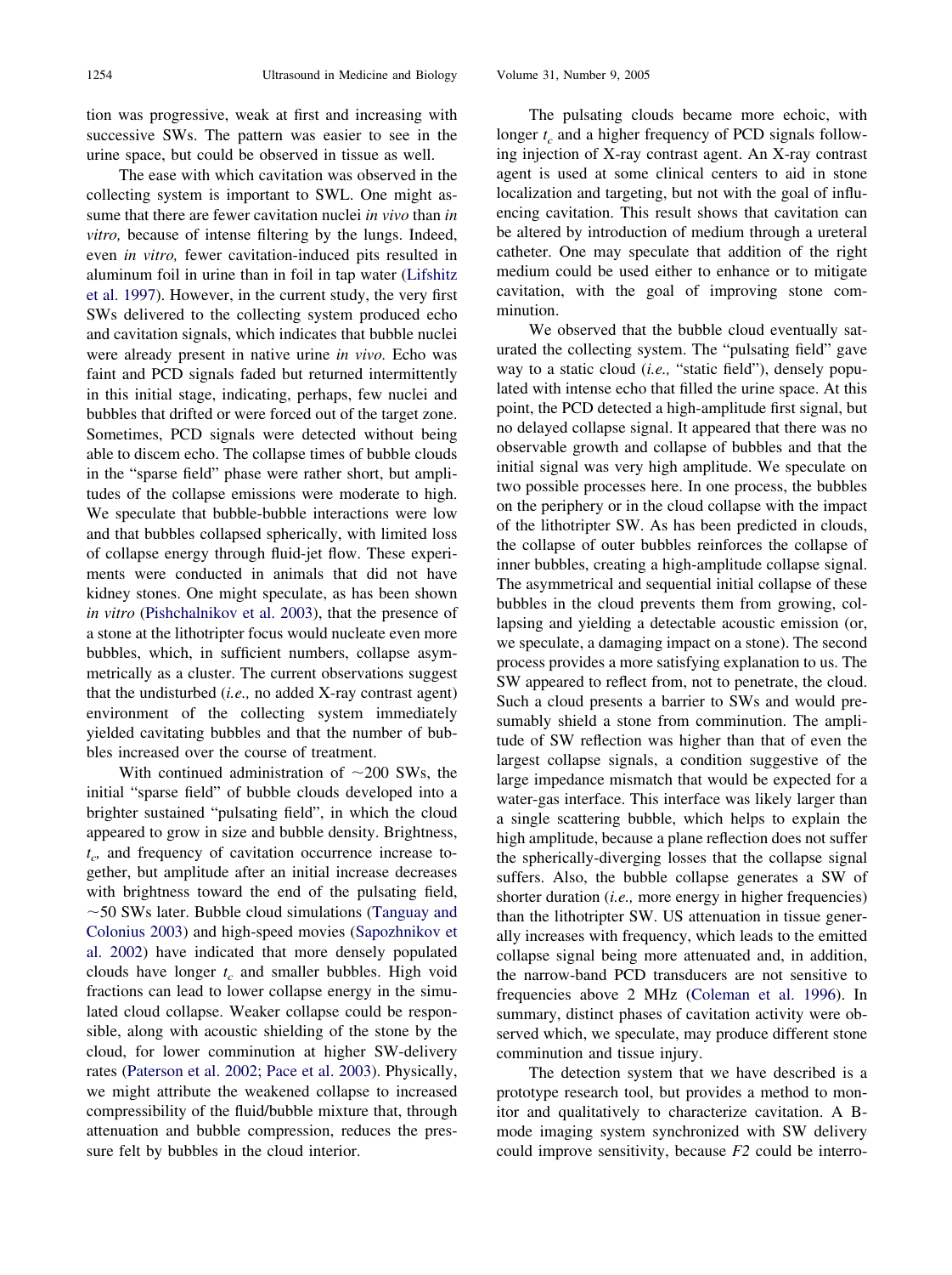tion was progressive, weak at first and increasing with successive SWs. The pattern was easier to see in the urine space, but could be observed in tissue as well.

The ease with which cavitation was observed in the collecting system is important to SWL. One might assume that there are fewer cavitation nuclei *in vivo* than *in vitro,* because of intense filtering by the lungs. Indeed, even *in vitro,* fewer cavitation-induced pits resulted in aluminum foil in urine than in foil in tap water (Lifshitz et al. 1997). However, in the current study, the very first SWs delivered to the collecting system produced echo and cavitation signals, which indicates that bubble nuclei were already present in native urine *in vivo.* Echo was faint and PCD signals faded but returned intermittently in this initial stage, indicating, perhaps, few nuclei and bubbles that drifted or were forced out of the target zone. Sometimes, PCD signals were detected without being able to discern echo. The collapse times of bubble clouds in the "sparse field" phase were rather short, but amplitudes of the collapse emissions were moderate to high. We speculate that bubble-bubble interactions were low and that bubbles collapsed spherically, with limited loss of collapse energy through fluid-jet flow. These experiments were conducted in animals that did not have kidney stones. One might speculate, as has been shown *in vitro* (Pishchalnikov et al. 2003), that the presence of a stone at the lithotripter focus would nucleate even more bubbles, which, in sufficient numbers, collapse asymmetrically as a cluster. The current observations suggest that the undisturbed (*i.e.,* no added X-ray contrast agent) environment of the collecting system immediately yielded cavitating bubbles and that the number of bubbles increased over the course of treatment.

With continued administration of ~200 SWs, the initial "sparse field" of bubble clouds developed into a brighter sustained "pulsating field", in which the cloud appeared to grow in size and bubble density. Brightness, $t_c$, and frequency of cavitation occurrence increase together, but amplitude after an initial increase decreases with brightness toward the end of the pulsating field, ~50 SWs later. Bubble cloud simulations (Tanguay and Colonius 2003) and high-speed movies (Sapozhnikov et al. 2002) have indicated that more densely populated clouds have longer $t_c$ and smaller bubbles. High void fractions can lead to lower collapse energy in the simulated cloud collapse. Weaker collapse could be responsible, along with acoustic shielding of the stone by the cloud, for lower comminution at higher SW-delivery rates (Paterson et al. 2002; Pace et al. 2003). Physically, we might attribute the weakened collapse to increased compressibility of the fluid/bubble mixture that, through attenuation and bubble compression, reduces the pressure felt by bubbles in the cloud interior.

The pulsating clouds became more echoic, with longer $t_c$ and a higher frequency of PCD signals following injection of X-ray contrast agent. An X-ray contrast agent is used at some clinical centers to aid in stone localization and targeting, but not with the goal of influencing cavitation. This result shows that cavitation can be altered by introduction of medium through a ureteral catheter. One may speculate that addition of the right medium could be used either to enhance or to mitigate cavitation, with the goal of improving stone comminution.

We observed that the bubble cloud eventually saturated the collecting system. The "pulsating field" gave way to a static cloud (*i.e.,* "static field"), densely populated with intense echo that filled the urine space. At this point, the PCD detected a high-amplitude first signal, but no delayed collapse signal. It appeared that there was no observable growth and collapse of bubbles and that the initial signal was very high amplitude. We speculate on two possible processes here. In one process, the bubbles on the periphery or in the cloud collapse with the impact of the lithotripter SW. As has been predicted in clouds, the collapse of outer bubbles reinforces the collapse of inner bubbles, creating a high-amplitude collapse signal. The asymmetrical and sequential initial collapse of these bubbles in the cloud prevents them from growing, collapsing and yielding a detectable acoustic emission (or, we speculate, a damaging impact on a stone). The second process provides a more satisfying explanation to us. The SW appeared to reflect from, not to penetrate, the cloud. Such a cloud presents a barrier to SWs and would presumably shield a stone from comminution. The amplitude of SW reflection was higher than that of even the largest collapse signals, a condition suggestive of the large impedance mismatch that would be expected for a water-gas interface. This interface was likely larger than a single scattering bubble, which helps to explain the high amplitude, because a plane reflection does not suffer the spherically-diverging losses that the collapse signal suffers. Also, the bubble collapse generates a SW of shorter duration (*i.e.,* more energy in higher frequencies) than the lithotripter SW. US attenuation in tissue generally increases with frequency, which leads to the emitted collapse signal being more attenuated and, in addition, the narrow-band PCD transducers are not sensitive to frequencies above 2 MHz (Coleman et al. 1996). In summary, distinct phases of cavitation activity were observed which, we speculate, may produce different stone comminution and tissue injury.

The detection system that we have described is a prototype research tool, but provides a method to monitor and qualitatively to characterize cavitation. A B-mode imaging system synchronized with SW delivery could improve sensitivity, because *F2* could be interro-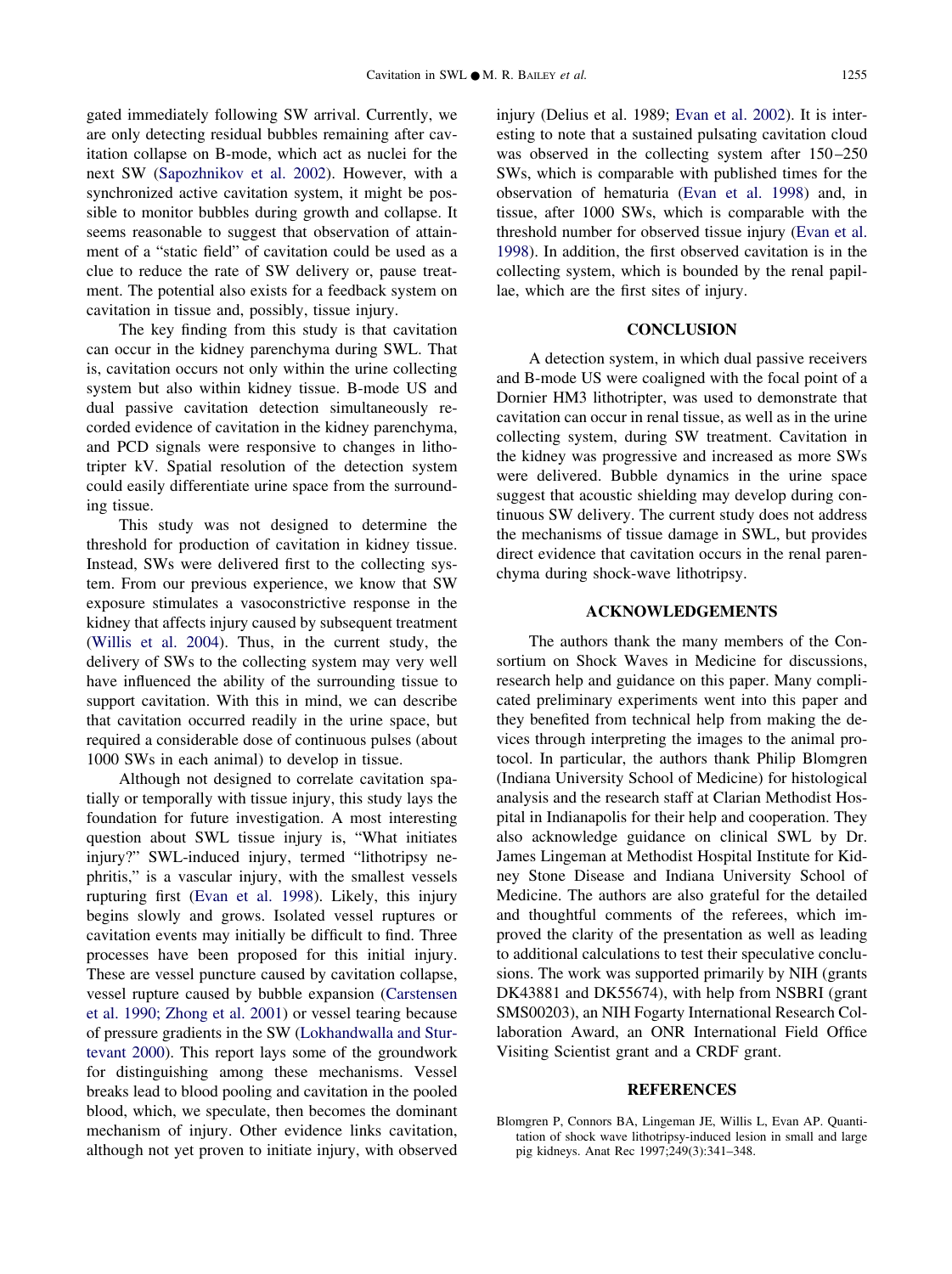gated immediately following SW arrival. Currently, we are only detecting residual bubbles remaining after cavitation collapse on B-mode, which act as nuclei for the next SW (Sapozhnikov et al. 2002). However, with a synchronized active cavitation system, it might be possible to monitor bubbles during growth and collapse. It seems reasonable to suggest that observation of attainment of a "static field" of cavitation could be used as a clue to reduce the rate of SW delivery or, pause treatment. The potential also exists for a feedback system on cavitation in tissue and, possibly, tissue injury.

The key finding from this study is that cavitation can occur in the kidney parenchyma during SWL. That is, cavitation occurs not only within the urine collecting system but also within kidney tissue. B-mode US and dual passive cavitation detection simultaneously recorded evidence of cavitation in the kidney parenchyma, and PCD signals were responsive to changes in lithotripter kV. Spatial resolution of the detection system could easily differentiate urine space from the surrounding tissue.

This study was not designed to determine the threshold for production of cavitation in kidney tissue. Instead, SWs were delivered first to the collecting system. From our previous experience, we know that SW exposure stimulates a vasoconstrictive response in the kidney that affects injury caused by subsequent treatment (Willis et al. 2004). Thus, in the current study, the delivery of SWs to the collecting system may very well have influenced the ability of the surrounding tissue to support cavitation. With this in mind, we can describe that cavitation occurred readily in the urine space, but required a considerable dose of continuous pulses (about 1000 SWs in each animal) to develop in tissue.

Although not designed to correlate cavitation spatially or temporally with tissue injury, this study lays the foundation for future investigation. A most interesting question about SWL tissue injury is, "What initiates injury?" SWL-induced injury, termed "lithotripsy nephritis," is a vascular injury, with the smallest vessels rupturing first (Evan et al. 1998). Likely, this injury begins slowly and grows. Isolated vessel ruptures or cavitation events may initially be difficult to find. Three processes have been proposed for this initial injury. These are vessel puncture caused by cavitation collapse, vessel rupture caused by bubble expansion (Carstensen et al. 1990; Zhong et al. 2001) or vessel tearing because of pressure gradients in the SW (Lokhandwalla and Sturtevant 2000). This report lays some of the groundwork for distinguishing among these mechanisms. Vessel breaks lead to blood pooling and cavitation in the pooled blood, which, we speculate, then becomes the dominant mechanism of injury. Other evidence links cavitation, although not yet proven to initiate injury, with observed injury (Delius et al. 1989; Evan et al. 2002). It is interesting to note that a sustained pulsating cavitation cloud was observed in the collecting system after 150–250 SWs, which is comparable with published times for the observation of hematuria (Evan et al. 1998) and, in tissue, after 1000 SWs, which is comparable with the threshold number for observed tissue injury (Evan et al. 1998). In addition, the first observed cavitation is in the collecting system, which is bounded by the renal papillae, which are the first sites of injury.

## CONCLUSION

A detection system, in which dual passive receivers and B-mode US were coaligned with the focal point of a Dornier HM3 lithotripter, was used to demonstrate that cavitation can occur in renal tissue, as well as in the urine collecting system, during SW treatment. Cavitation in the kidney was progressive and increased as more SWs were delivered. Bubble dynamics in the urine space suggest that acoustic shielding may develop during continuous SW delivery. The current study does not address the mechanisms of tissue damage in SWL, but provides direct evidence that cavitation occurs in the renal parenchyma during shock-wave lithotripsy.

## ACKNOWLEDGEMENTS

The authors thank the many members of the Consortium on Shock Waves in Medicine for discussions, research help and guidance on this paper. Many complicated preliminary experiments went into this paper and they benefited from technical help from making the devices through interpreting the images to the animal protocol. In particular, the authors thank Philip Blomgren (Indiana University School of Medicine) for histological analysis and the research staff at Clarian Methodist Hospital in Indianapolis for their help and cooperation. They also acknowledge guidance on clinical SWL by Dr. James Lingeman at Methodist Hospital Institute for Kidney Stone Disease and Indiana University School of Medicine. The authors are also grateful for the detailed and thoughtful comments of the referees, which improved the clarity of the presentation as well as leading to additional calculations to test their speculative conclusions. The work was supported primarily by NIH (grants DK43881 and DK55674), with help from NSBRI (grant SMS00203), an NIH Fogarty International Research Collaboration Award, an ONR International Field Office Visiting Scientist grant and a CRDF grant.

## REFERENCES

Blomgren P, Connors BA, Lingeman JE, Willis L, Evan AP. Quantitation of shock wave lithotripsy-induced lesion in small and large pig kidneys. Anat Rec 1997;249(3):341–348.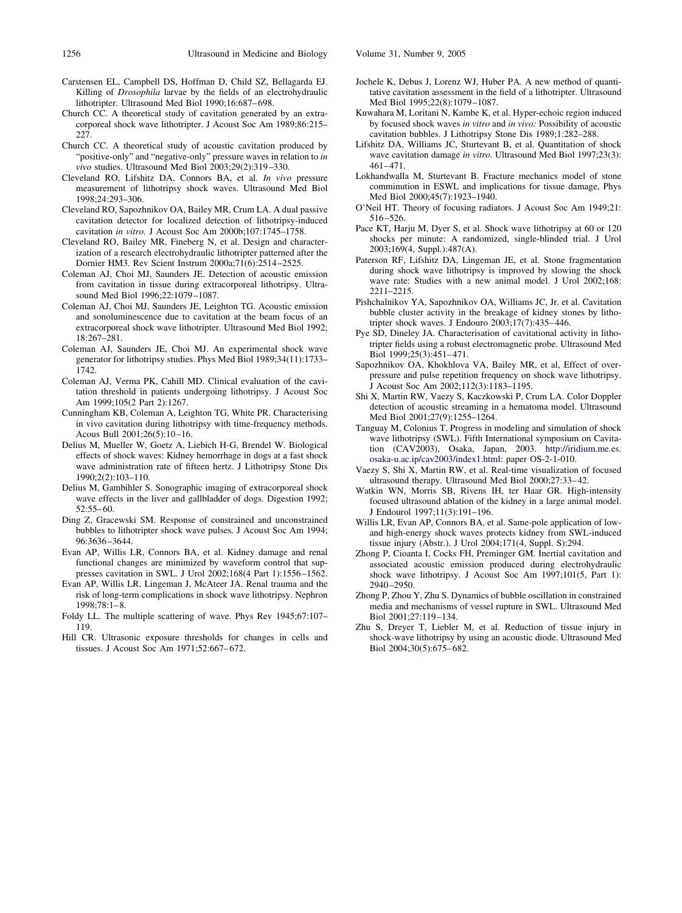Carstensen EL, Campbell DS, Hoffman D, Child SZ, Bellagarda EJ. Killing of *Drosophila* larvae by the fields of an electrohydraulic lithotripter. Ultrasound Med Biol 1990;16:687–698.

Church CC. A theoretical study of cavitation generated by an extracorporeal shock wave lithotripter. J Acoust Soc Am 1989;86:215–227.

Church CC. A theoretical study of acoustic cavitation produced by "positive-only" and "negative-only" pressure waves in relation to *in vivo* studies. Ultrasound Med Biol 2003;29(2):319–330.

Cleveland RO, Lifshitz DA, Connors BA, et al. *In vivo* pressure measurement of lithotripsy shock waves. Ultrasound Med Biol 1998;24:293–306.

Cleveland RO, Sapozhnikov OA, Bailey MR, Crum LA. A dual passive cavitation detector for localized detection of lithotripsy-induced cavitation *in vitro.* J Acoust Soc Am 2000b;107:1745–1758.

Cleveland RO, Bailey MR, Fineberg N, et al. Design and characterization of a research electrohydraulic lithotripter patterned after the Dornier HM3. Rev Scient Instrum 2000a;71(6):2514–2525.

Coleman AJ, Choi MJ, Saunders JE. Detection of acoustic emission from cavitation in tissue during extracorporeal lithotripsy. Ultrasound Med Biol 1996;22:1079–1087.

Coleman AJ, Choi MJ, Saunders JE, Leighton TG. Acoustic emission and sonoluminescence due to cavitation at the beam focus of an extracorporeal shock wave lithotripter. Ultrasound Med Biol 1992; 18:267–281.

Coleman AJ, Saunders JE, Choi MJ. An experimental shock wave generator for lithotripsy studies. Phys Med Biol 1989;34(11):1733–1742.

Coleman AJ, Verma PK, Cahill MD. Clinical evaluation of the cavitation threshold in patients undergoing lithotripsy. J Acoust Soc Am 1999;105(2 Part 2):1267.

Cunningham KB, Coleman A, Leighton TG, White PR. Characterising in vivo cavitation during lithotripsy with time-frequency methods. Acous Bull 2001;26(5):10–16.

Delius M, Mueller W, Goetz A, Liebich H-G, Brendel W. Biological effects of shock waves: Kidney hemorrhage in dogs at a fast shock wave administration rate of fifteen hertz. J Lithotripsy Stone Dis 1990;2(2):103–110.

Delius M, Gambihler S. Sonographic imaging of extracorporeal shock wave effects in the liver and gallbladder of dogs. Digestion 1992; 52:55–60.

Ding Z, Gracewski SM. Response of constrained and unconstrained bubbles to lithotripter shock wave pulses. J Acoust Soc Am 1994; 96:3636–3644.

Evan AP, Willis LR, Connors BA, et al. Kidney damage and renal functional changes are minimized by waveform control that suppresses cavitation in SWL. J Urol 2002;168(4 Part 1):1556–1562.

Evan AP, Willis LR, Lingeman J, McAteer JA. Renal trauma and the risk of long-term complications in shock wave lithotripsy. Nephron 1998;78:1–8.

Foldy LL. The multiple scattering of wave. Phys Rev 1945;67:107–119.

Hill CR. Ultrasonic exposure thresholds for changes in cells and tissues. J Acoust Soc Am 1971;52:667–672.

Jochele K, Debus J, Lorenz WJ, Huber PA. A new method of quantitative cavitation assessment in the field of a lithotripter. Ultrasound Med Biol 1995;22(8):1079–1087.

Kuwahara M, Loritani N, Kambe K, et al. Hyper-echoic region induced by focused shock waves *in vitro* and *in vivo:* Possibility of acoustic cavitation bubbles. J Lithotripsy Stone Dis 1989;1:282–288.

Lifshitz DA, Williams JC, Sturtevant B, et al. Quantitation of shock wave cavitation damage *in vitro.* Ultrasound Med Biol 1997;23(3): 461–471.

Lokhandwalla M, Sturtevant B. Fracture mechanics model of stone comminution in ESWL and implications for tissue damage, Phys Med Biol 2000;45(7):1923–1940.

O'Neil HT. Theory of focusing radiators. J Acoust Soc Am 1949;21: 516–526.

Pace KT, Harju M, Dyer S, et al. Shock wave lithotripsy at 60 or 120 shocks per minute: A randomized, single-blinded trial. J Urol 2003;169(4, Suppl.):487(A).

Paterson RF, Lifshitz DA, Lingeman JE, et al. Stone fragmentation during shock wave lithotripsy is improved by slowing the shock wave rate: Studies with a new animal model. J Urol 2002;168: 2211–2215.

Pishchalnikov YA, Sapozhnikov OA, Williams JC, Jr. et al. Cavitation bubble cluster activity in the breakage of kidney stones by lithotripter shock waves. J Endouro 2003;17(7):435–446.

Pye SD, Dineley JA. Characterisation of cavitational activity in lithotripter fields using a robust electromagnetic probe. Ultrasound Med Biol 1999;25(3):451–471.

Sapozhnikov OA, Khokhlova VA, Bailey MR, et al. Effect of overpressure and pulse repetition frequency on shock wave lithotripsy. J Acoust Soc Am 2002;112(3):1183–1195.

Shi X, Martin RW, Vaezy S, Kaczkowski P, Crum LA. Color Doppler detection of acoustic streaming in a hematoma model. Ultrasound Med Biol 2001;27(9):1255–1264.

Tanguay M, Colonius T. Progress in modeling and simulation of shock wave lithotripsy (SWL). Fifth International symposium on Cavitation (CAV2003), Osaka, Japan, 2003. http://iridium.me.es.osaka-u.ac.ip/cav2003/index1.html: paper OS-2-1-010.

Vaezy S, Shi X, Martin RW, et al. Real-time visualization of focused ultrasound therapy. Ultrasound Med Biol 2000;27:33–42.

Watkin WN, Morris SB, Rivens IH, ter Haar GR. High-intensity focused ultrasound ablation of the kidney in a large animal model. J Endourol 1997;11(3):191–196.

Willis LR, Evan AP, Connors BA, et al. Same-pole application of low- and high-energy shock waves protects kidney from SWL-induced tissue injury (Abstr.). J Urol 2004;171(4, Suppl. S):294.

Zhong P, Cioanta I, Cocks FH, Preminger GM. Inertial cavitation and associated acoustic emission produced during electrohydraulic shock wave lithotripsy. J Acoust Soc Am 1997;101(5, Part 1): 2940–2950.

Zhong P, Zhou Y, Zhu S. Dynamics of bubble oscillation in constrained media and mechanisms of vessel rupture in SWL. Ultrasound Med Biol 2001;27:119–134.

Zhu S, Dreyer T, Liebler M, et al. Reduction of tissue injury in shock-wave lithotripsy by using an acoustic diode. Ultrasound Med Biol 2004;30(5):675–682.